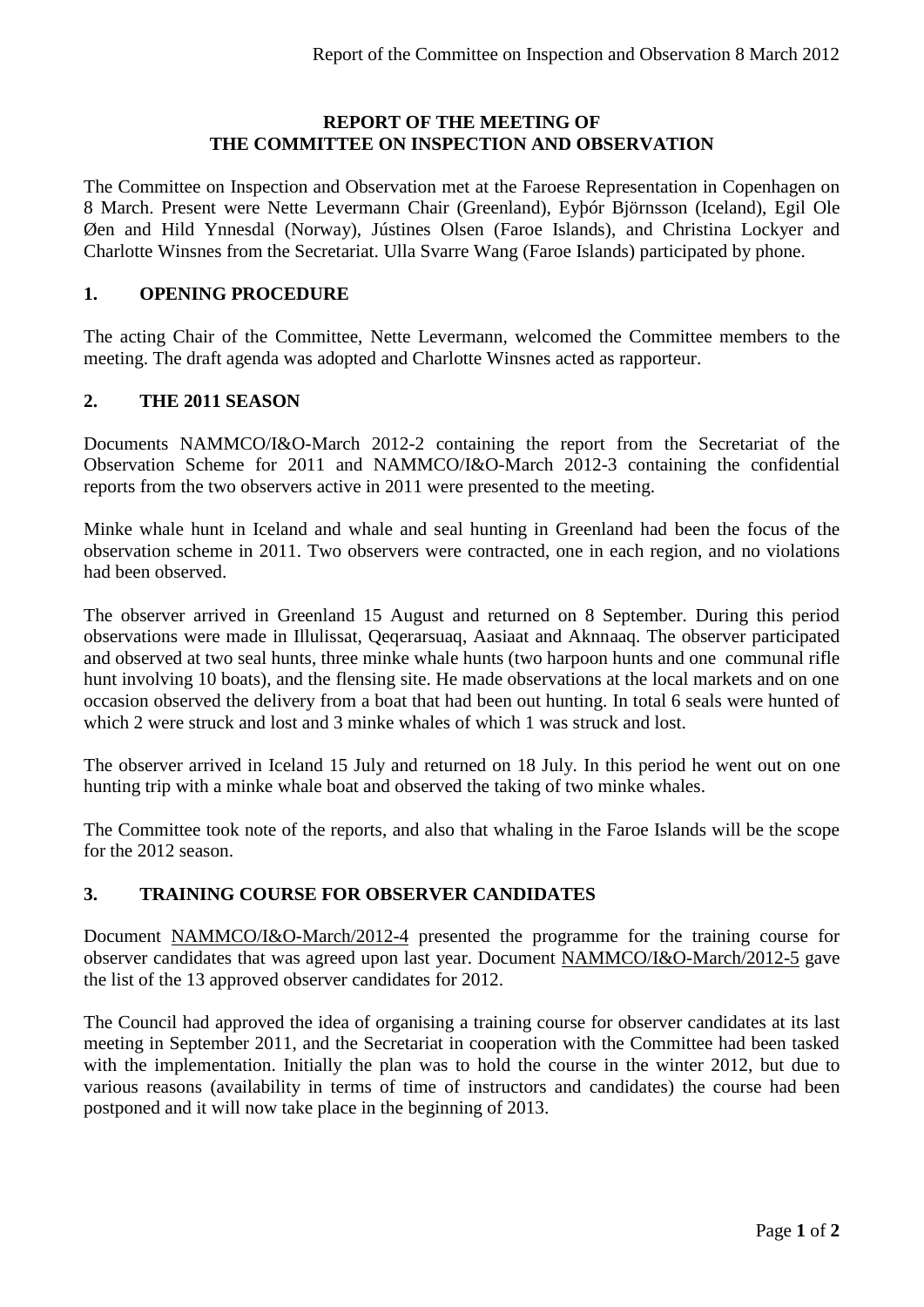# REPORT OF THE MEETING OF THE COMMITTEE ON INSPECTION AND OBSERVATION

The Committee on Inspection and Observation met at the Faroese Representation in Copenhagen on 8 March. Present were Nette Levermann Chair (Greenland), Eyþór Björnsson (Iceland), Egil Ole Øen and Hild Ynnesdal (Norway), Jústines Olsen (Faroe Islands), and Christina Lockyer and Charlotte Winsnes from the Secretariat. Ulla Svarre Wang (Faroe Islands) participated by phone.

## 1. OPENING PROCEDURE

The acting Chair of the Committee, Nette Levermann, welcomed the Committee members to the meeting. The draft agenda was adopted and Charlotte Winsnes acted as rapporteur.

## 2. THE 2011 SEASON

Documents NAMMCO/I&O-March 2012-2 containing the report from the Secretariat of the Observation Scheme for 2011 and NAMMCO/I&O-March 2012-3 containing the confidential reports from the two observers active in 2011 were presented to the meeting.

Minke whale hunt in Iceland and whale and seal hunting in Greenland had been the focus of the observation scheme in 2011. Two observers were contracted, one in each region, and no violations had been observed.

The observer arrived in Greenland 15 August and returned on 8 September. During this period observations were made in Illulissat, Qeqerarsuaq, Aasiaat and Aknnaaq. The observer participated and observed at two seal hunts, three minke whale hunts (two harpoon hunts and one communal rifle hunt involving 10 boats), and the flensing site. He made observations at the local markets and on one occasion observed the delivery from a boat that had been out hunting. In total 6 seals were hunted of which 2 were struck and lost and 3 minke whales of which 1 was struck and lost.

The observer arrived in Iceland 15 July and returned on 18 July. In this period he went out on one hunting trip with a minke whale boat and observed the taking of two minke whales.

The Committee took note of the reports, and also that whaling in the Faroe Islands will be the scope for the 2012 season.

## 3. TRAINING COURSE FOR OBSERVER CANDIDATES

Document NAMMCO/I&O-March/2012-4 presented the programme for the training course for observer candidates that was agreed upon last year. Document NAMMCO/I&O-March/2012-5 gave the list of the 13 approved observer candidates for 2012.

The Council had approved the idea of organising a training course for observer candidates at its last meeting in September 2011, and the Secretariat in cooperation with the Committee had been tasked with the implementation. Initially the plan was to hold the course in the winter 2012, but due to various reasons (availability in terms of time of instructors and candidates) the course had been postponed and it will now take place in the beginning of 2013.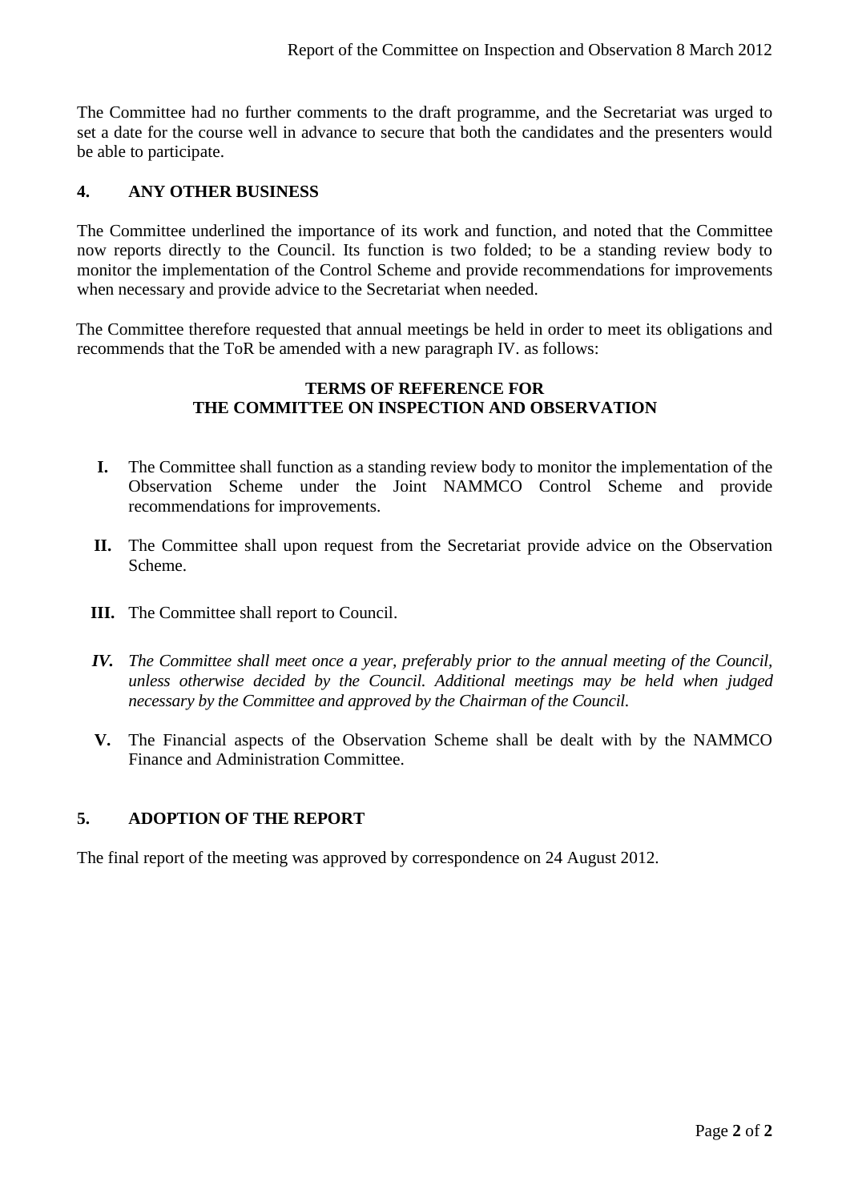The Committee had no further comments to the draft programme, and the Secretariat was urged to set a date for the course well in advance to secure that both the candidates and the presenters would be able to participate.

## 4. ANY OTHER BUSINESS

The Committee underlined the importance of its work and function, and noted that the Committee now reports directly to the Council. Its function is two folded; to be a standing review body to monitor the implementation of the Control Scheme and provide recommendations for improvements when necessary and provide advice to the Secretariat when needed.

The Committee therefore requested that annual meetings be held in order to meet its obligations and recommends that the ToR be amended with a new paragraph IV. as follows:

**TERMS OF REFERENCE FOR**
**THE COMMITTEE ON INSPECTION AND OBSERVATION**

**I.** The Committee shall function as a standing review body to monitor the implementation of the Observation Scheme under the Joint NAMMCO Control Scheme and provide recommendations for improvements.

**II.** The Committee shall upon request from the Secretariat provide advice on the Observation Scheme.

**III.** The Committee shall report to Council.

***IV.*** *The Committee shall meet once a year, preferably prior to the annual meeting of the Council, unless otherwise decided by the Council. Additional meetings may be held when judged necessary by the Committee and approved by the Chairman of the Council.*

**V.** The Financial aspects of the Observation Scheme shall be dealt with by the NAMMCO Finance and Administration Committee.

## 5. ADOPTION OF THE REPORT

The final report of the meeting was approved by correspondence on 24 August 2012.